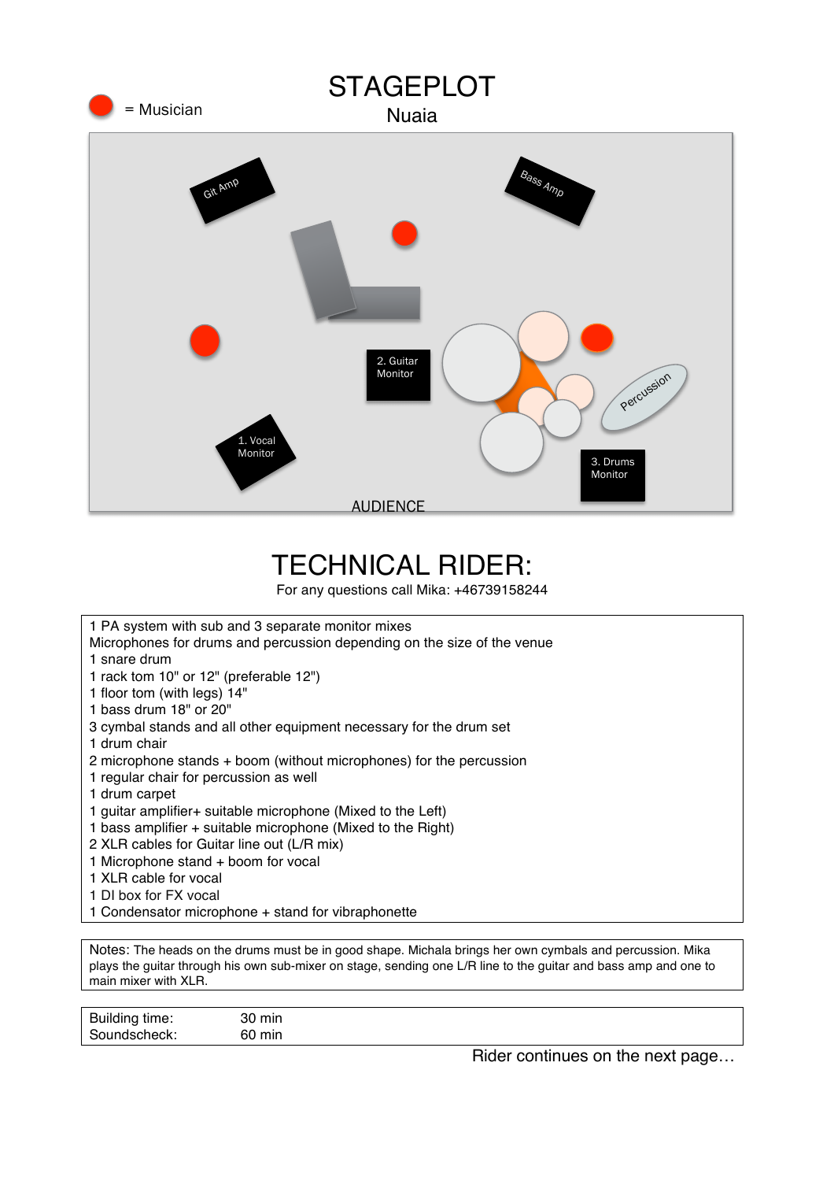= Musician

# STAGEPLOT

Nuaia

Git Amp

Bass Amp

2. Guitar Monitor

1. Vocal Monitor

Percussion

3. Drums Monitor

AUDIENCE

# TECHNICAL RIDER:

For any questions call Mika: +46739158244

1 PA system with sub and 3 separate monitor mixes
Microphones for drums and percussion depending on the size of the venue
1 snare drum
1 rack tom 10" or 12" (preferable 12")
1 floor tom (with legs) 14"
1 bass drum 18" or 20"
3 cymbal stands and all other equipment necessary for the drum set
1 drum chair
2 microphone stands + boom (without microphones) for the percussion
1 regular chair for percussion as well
1 drum carpet
1 guitar amplifier+ suitable microphone (Mixed to the Left)
1 bass amplifier + suitable microphone (Mixed to the Right)
2 XLR cables for Guitar line out (L/R mix)
1 Microphone stand + boom for vocal
1 XLR cable for vocal
1 DI box for FX vocal
1 Condensator microphone + stand for vibraphonette

Notes: The heads on the drums must be in good shape. Michala brings her own cymbals and percussion. Mika plays the guitar through his own sub-mixer on stage, sending one L/R line to the guitar and bass amp and one to main mixer with XLR.

| Building time: | 30 min |
| --- | --- |
| Soundscheck: | 60 min |

Rider continues on the next page…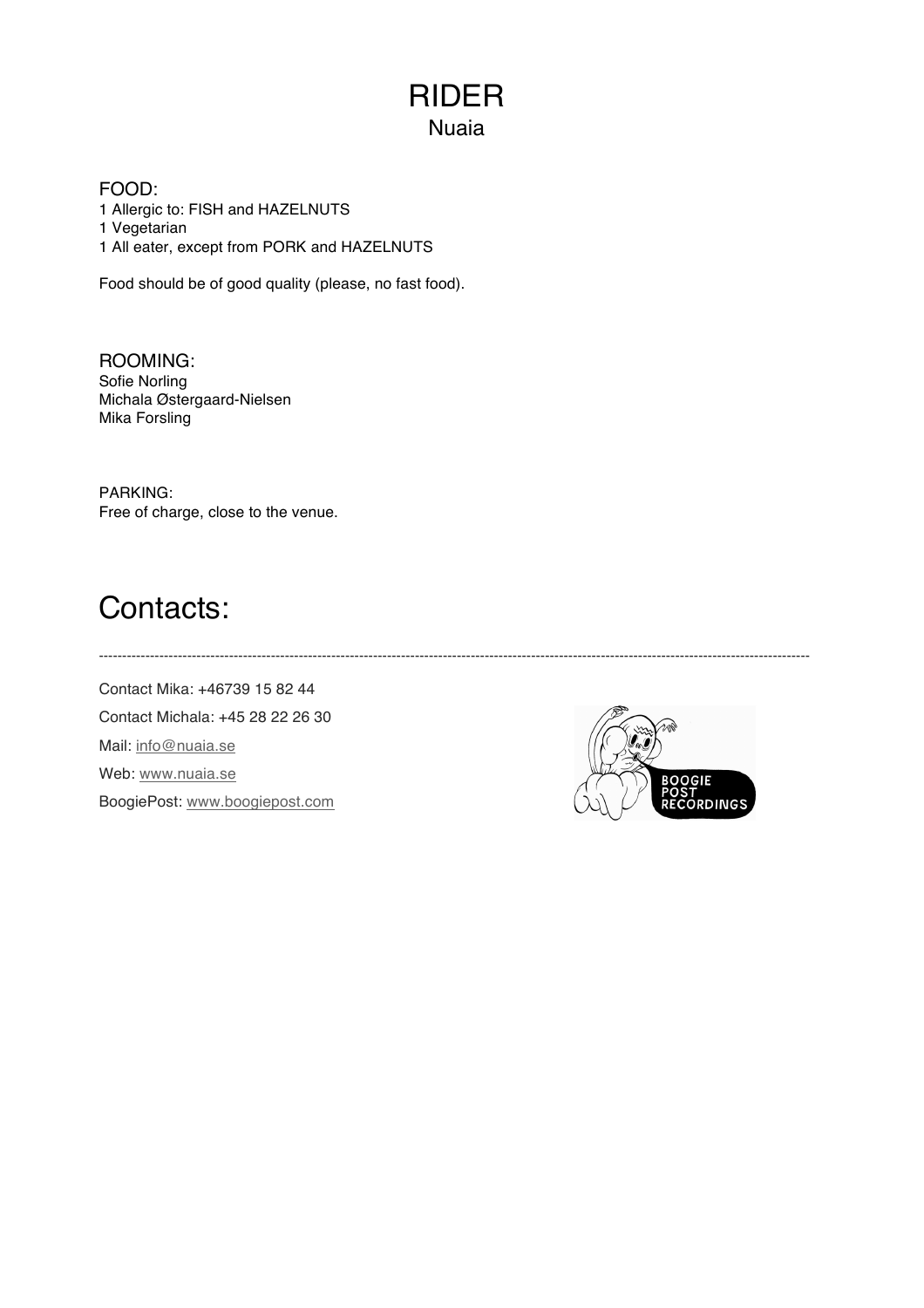# RIDER

## Nuaia

### FOOD:

1 Allergic to: FISH and HAZELNUTS
1 Vegetarian
1 All eater, except from PORK and HAZELNUTS

Food should be of good quality (please, no fast food).

### ROOMING:

Sofie Norling
Michala Østergaard-Nielsen
Mika Forsling

PARKING:
Free of charge, close to the venue.

# Contacts:

---

Contact Mika: +46739 15 82 44

Contact Michala: +45 28 22 26 30

Mail: info@nuaia.se

Web: www.nuaia.se

BoogiePost: www.boogiepost.com

BOOGIE POST RECORDINGS